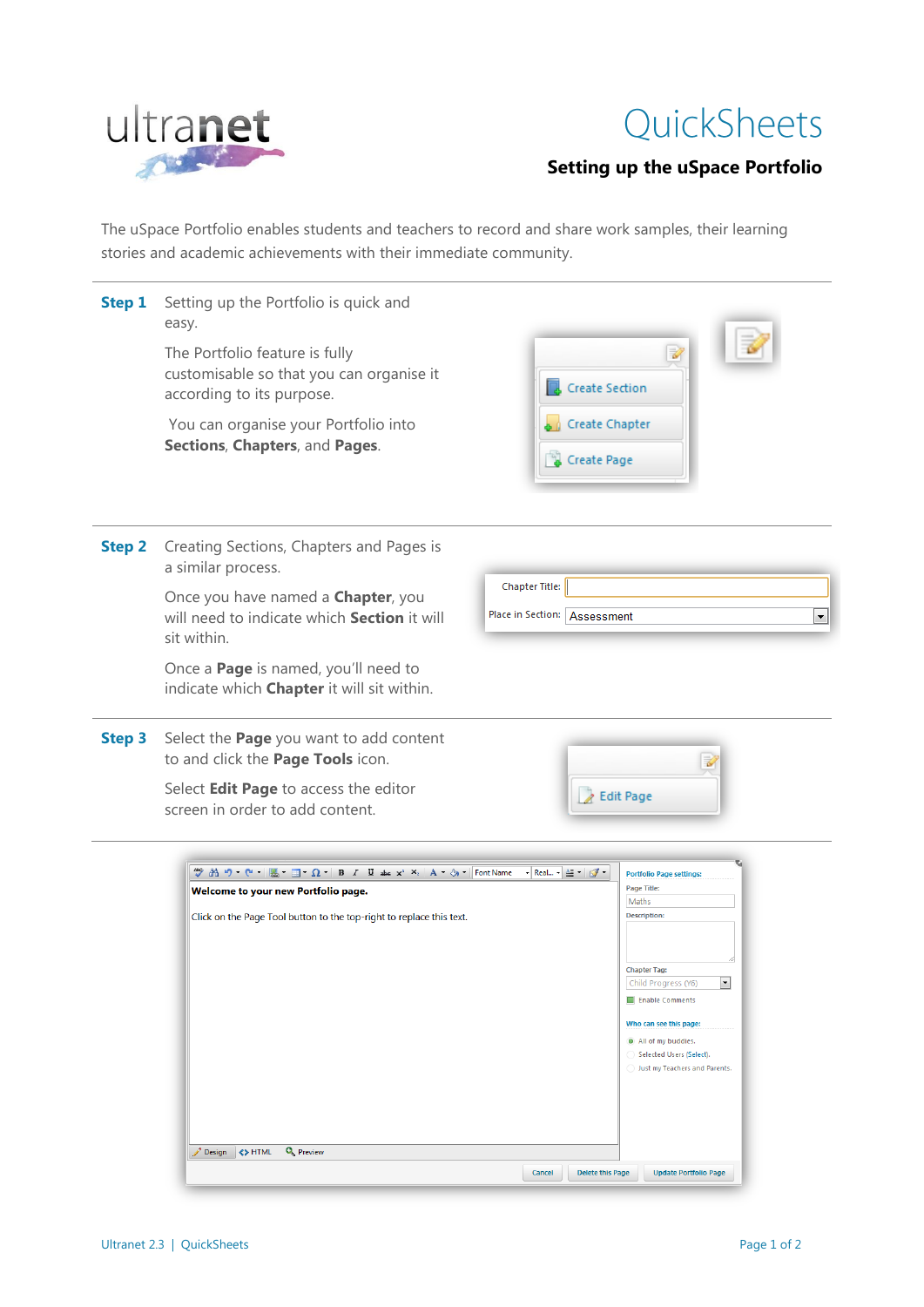ultranet

# QuickSheets

## Setting up the uSpace Portfolio

The uSpace Portfolio enables students and teachers to record and share work samples, their learning stories and academic achievements with their immediate community.

**Step 1** Setting up the Portfolio is quick and easy.

The Portfolio feature is fully customisable so that you can organise it according to its purpose.

You can organise your Portfolio into **Sections**, **Chapters**, and **Pages**.

Create Section
Create Chapter
Create Page

**Step 2** Creating Sections, Chapters and Pages is a similar process.

Once you have named a **Chapter**, you will need to indicate which **Section** it will sit within.

Once a **Page** is named, you'll need to indicate which **Chapter** it will sit within.

Chapter Title:
Place in Section: Assessment

**Step 3** Select the **Page** you want to add content to and click the **Page Tools** icon.

Select **Edit Page** to access the editor screen in order to add content.

Edit Page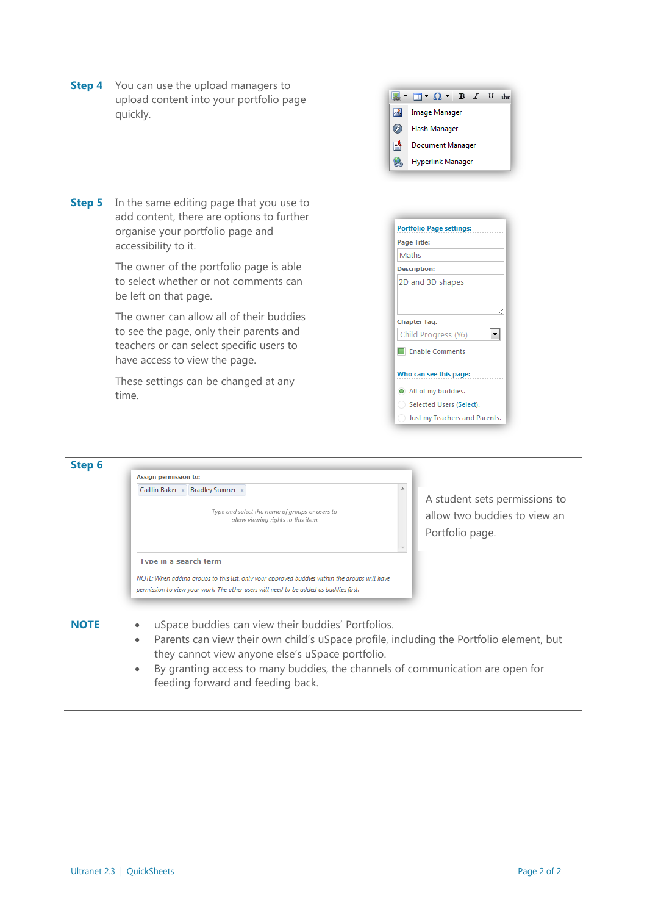**Step 4** You can use the upload managers to upload content into your portfolio page quickly.

Image Manager
Flash Manager
Document Manager
Hyperlink Manager

**Step 5** In the same editing page that you use to add content, there are options to further organise your portfolio page and accessibility to it.

The owner of the portfolio page is able to select whether or not comments can be left on that page.

The owner can allow all of their buddies to see the page, only their parents and teachers or can select specific users to have access to view the page.

These settings can be changed at any time.

Portfolio Page settings:
Page Title:
Maths
Description:
2D and 3D shapes
Chapter Tag:
Child Progress (Y6)
Enable Comments
Who can see this page:
All of my buddies.
Selected Users (Select).
Just my Teachers and Parents.

**Step 6**

Assign permission to:
Caitlin Baker x Bradley Sumner x
Type and select the name of groups or users to allow viewing rights to this item.
Type in a search term
NOTE: When adding groups to this list, only your approved buddies within the groups will have permission to view your work. The other users will need to be added as buddies first.

A student sets permissions to allow two buddies to view an Portfolio page.

**NOTE**

- uSpace buddies can view their buddies' Portfolios.
- Parents can view their own child's uSpace profile, including the Portfolio element, but they cannot view anyone else's uSpace portfolio.
- By granting access to many buddies, the channels of communication are open for feeding forward and feeding back.